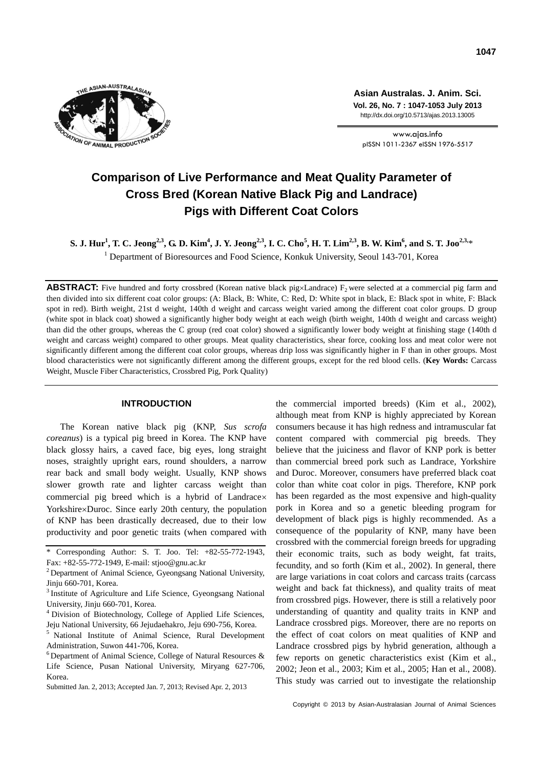# Comparison of Live Performance and Meat Quality Parameter of Cross Bred (Korean Native Black Pig and Landrace) Pigs with Different Coat Colors

**S. J. Hur[1], T. C. Jeong[2,3], G. D. Kim[4], J. Y. Jeong[2,3], I. C. Cho[5], H. T. Lim[2,3], B. W. Kim[6], and S. T. Joo[2,3,]***

[1] Department of Bioresources and Food Science, Konkuk University, Seoul 143-701, Korea

**ABSTRACT:** Five hundred and forty crossbred (Korean native black pig×Landrace) $F_2$ were selected at a commercial pig farm and then divided into six different coat color groups: (A: Black, B: White, C: Red, D: White spot in black, E: Black spot in white, F: Black spot in red). Birth weight, 21st d weight, 140th d weight and carcass weight varied among the different coat color groups. D group (white spot in black coat) showed a significantly higher body weight at each weigh (birth weight, 140th d weight and carcass weight) than did the other groups, whereas the C group (red coat color) showed a significantly lower body weight at finishing stage (140th d weight and carcass weight) compared to other groups. Meat quality characteristics, shear force, cooking loss and meat color were not significantly different among the different coat color groups, whereas drip loss was significantly higher in F than in other groups. Most blood characteristics were not significantly different among the different groups, except for the red blood cells. (**Key Words:** Carcass Weight, Muscle Fiber Characteristics, Crossbred Pig, Pork Quality)

## INTRODUCTION

The Korean native black pig (KNP, *Sus scrofa coreanus*) is a typical pig breed in Korea. The KNP have black glossy hairs, a caved face, big eyes, long straight noses, straightly upright ears, round shoulders, a narrow rear back and small body weight. Usually, KNP shows slower growth rate and lighter carcass weight than commercial pig breed which is a hybrid of Landrace×Yorkshire×Duroc. Since early 20th century, the population of KNP has been drastically decreased, due to their low productivity and poor genetic traits (when compared with the commercial imported breeds) (Kim et al., 2002), although meat from KNP is highly appreciated by Korean consumers because it has high redness and intramuscular fat content compared with commercial pig breeds. They believe that the juiciness and flavor of KNP pork is better than commercial breed pork such as Landrace, Yorkshire and Duroc. Moreover, consumers have preferred black coat color than white coat color in pigs. Therefore, KNP pork has been regarded as the most expensive and high-quality pork in Korea and so a genetic bleeding program for development of black pigs is highly recommended. As a consequence of the popularity of KNP, many have been crossbred with the commercial foreign breeds for upgrading their economic traits, such as body weight, fat traits, fecundity, and so forth (Kim et al., 2002). In general, there are large variations in coat colors and carcass traits (carcass weight and back fat thickness), and quality traits of meat from crossbred pigs. However, there is still a relatively poor understanding of quantity and quality traits in KNP and Landrace crossbred pigs. Moreover, there are no reports on the effect of coat colors on meat qualities of KNP and Landrace crossbred pigs by hybrid generation, although a few reports on genetic characteristics exist (Kim et al., 2002; Jeon et al., 2003; Kim et al., 2005; Han et al., 2008). This study was carried out to investigate the relationship

---

\* Corresponding Author: S. T. Joo. Tel: +82-55-772-1943, Fax: +82-55-772-1949, E-mail: stjoo@gnu.ac.kr

[2] Department of Animal Science, Gyeongsang National University, Jinju 660-701, Korea.

[3] Institute of Agriculture and Life Science, Gyeongsang National University, Jinju 660-701, Korea.

[4] Division of Biotechnology, College of Applied Life Sciences, Jeju National University, 66 Jejudaehakro, Jeju 690-756, Korea.

[5] National Institute of Animal Science, Rural Development Administration, Suwon 441-706, Korea.

[6] Department of Animal Science, College of Natural Resources & Life Science, Pusan National University, Miryang 627-706, Korea.

Submitted Jan. 2, 2013; Accepted Jan. 7, 2013; Revised Apr. 2, 2013

Copyright © 2013 by Asian-Australasian Journal of Animal Sciences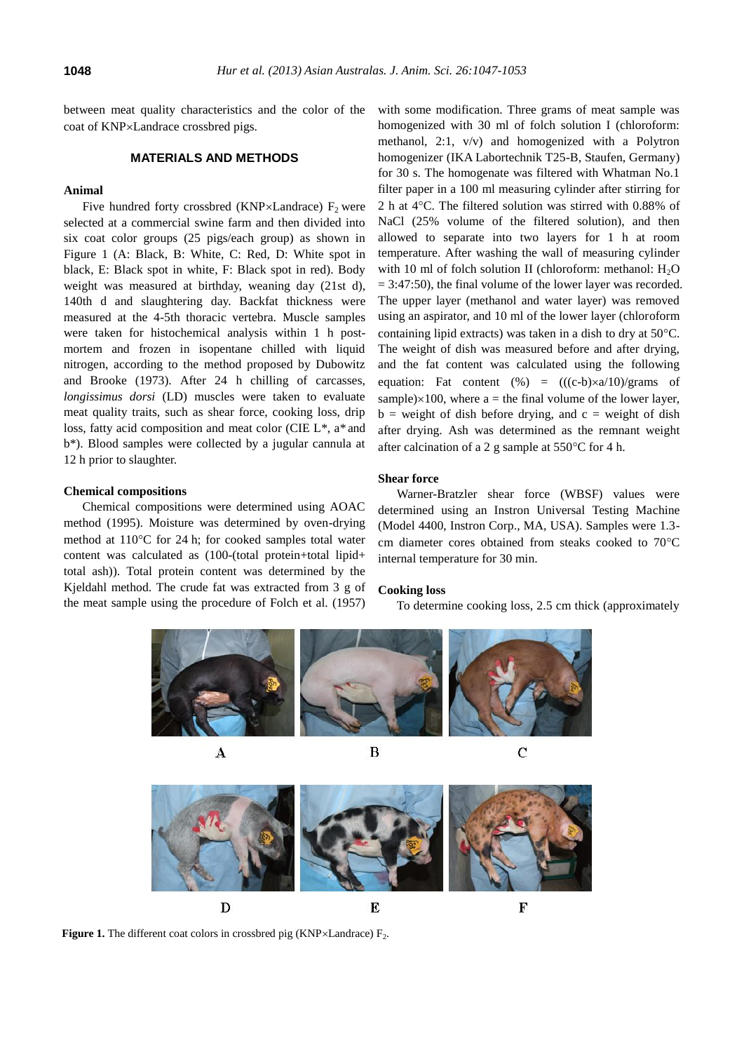between meat quality characteristics and the color of the coat of KNP×Landrace crossbred pigs.

## MATERIALS AND METHODS

### Animal

Five hundred forty crossbred (KNP×Landrace) $F_2$ were selected at a commercial swine farm and then divided into six coat color groups (25 pigs/each group) as shown in Figure 1 (A: Black, B: White, C: Red, D: White spot in black, E: Black spot in white, F: Black spot in red). Body weight was measured at birthday, weaning day (21st d), 140th d and slaughtering day. Backfat thickness were measured at the 4-5th thoracic vertebra. Muscle samples were taken for histochemical analysis within 1 h postmortem and frozen in isopentane chilled with liquid nitrogen, according to the method proposed by Dubowitz and Brooke (1973). After 24 h chilling of carcasses, *longissimus dorsi* (LD) muscles were taken to evaluate meat quality traits, such as shear force, cooking loss, drip loss, fatty acid composition and meat color (CIE L*, a* and b*). Blood samples were collected by a jugular cannula at 12 h prior to slaughter.

### Chemical compositions

Chemical compositions were determined using AOAC method (1995). Moisture was determined by oven-drying method at 110°C for 24 h; for cooked samples total water content was calculated as (100-(total protein+total lipid+ total ash)). Total protein content was determined by the Kjeldahl method. The crude fat was extracted from 3 g of the meat sample using the procedure of Folch et al. (1957) with some modification. Three grams of meat sample was homogenized with 30 ml of folch solution I (chloroform: methanol, 2:1, v/v) and homogenized with a Polytron homogenizer (IKA Labortechnik T25-B, Staufen, Germany) for 30 s. The homogenate was filtered with Whatman No.1 filter paper in a 100 ml measuring cylinder after stirring for 2 h at 4°C. The filtered solution was stirred with 0.88% of NaCl (25% volume of the filtered solution), and then allowed to separate into two layers for 1 h at room temperature. After washing the wall of measuring cylinder with 10 ml of folch solution II (chloroform: methanol: $H_2O$ = 3:47:50), the final volume of the lower layer was recorded. The upper layer (methanol and water layer) was removed using an aspirator, and 10 ml of the lower layer (chloroform containing lipid extracts) was taken in a dish to dry at 50°C. The weight of dish was measured before and after drying, and the fat content was calculated using the following equation: Fat content (%) = $(((c-b)\times a/10)/\text{grams of sample})\times 100$, where a = the final volume of the lower layer, b = weight of dish before drying, and c = weight of dish after drying. Ash was determined as the remnant weight after calcination of a 2 g sample at 550°C for 4 h.

### Shear force

Warner-Bratzler shear force (WBSF) values were determined using an Instron Universal Testing Machine (Model 4400, Instron Corp., MA, USA). Samples were 1.3-cm diameter cores obtained from steaks cooked to 70°C internal temperature for 30 min.

### Cooking loss

To determine cooking loss, 2.5 cm thick (approximately

**Figure 1.** The different coat colors in crossbred pig (KNP×Landrace) $F_2$.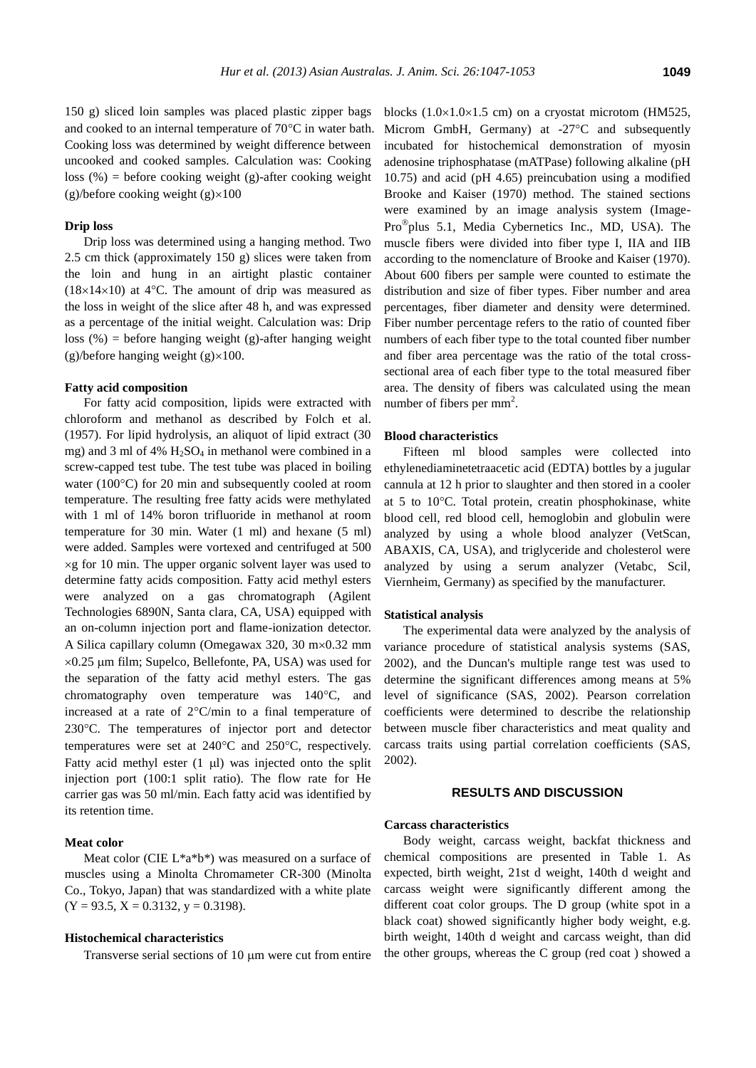150 g) sliced loin samples was placed plastic zipper bags and cooked to an internal temperature of 70°C in water bath. Cooking loss was determined by weight difference between uncooked and cooked samples. Calculation was: Cooking loss (%) = before cooking weight (g)-after cooking weight (g)/before cooking weight (g)×100

### Drip loss

Drip loss was determined using a hanging method. Two 2.5 cm thick (approximately 150 g) slices were taken from the loin and hung in an airtight plastic container (18×14×10) at 4°C. The amount of drip was measured as the loss in weight of the slice after 48 h, and was expressed as a percentage of the initial weight. Calculation was: Drip loss (%) = before hanging weight (g)-after hanging weight (g)/before hanging weight (g)×100.

### Fatty acid composition

For fatty acid composition, lipids were extracted with chloroform and methanol as described by Folch et al. (1957). For lipid hydrolysis, an aliquot of lipid extract (30 mg) and 3 ml of 4% $H_2SO_4$ in methanol were combined in a screw-capped test tube. The test tube was placed in boiling water (100°C) for 20 min and subsequently cooled at room temperature. The resulting free fatty acids were methylated with 1 ml of 14% boron trifluoride in methanol at room temperature for 30 min. Water (1 ml) and hexane (5 ml) were added. Samples were vortexed and centrifuged at 500 ×g for 10 min. The upper organic solvent layer was used to determine fatty acids composition. Fatty acid methyl esters were analyzed on a gas chromatograph (Agilent Technologies 6890N, Santa clara, CA, USA) equipped with an on-column injection port and flame-ionization detector. A Silica capillary column (Omegawax 320, 30 m×0.32 mm ×0.25 μm film; Supelco, Bellefonte, PA, USA) was used for the separation of the fatty acid methyl esters. The gas chromatography oven temperature was 140°C, and increased at a rate of 2°C/min to a final temperature of 230°C. The temperatures of injector port and detector temperatures were set at 240°C and 250°C, respectively. Fatty acid methyl ester (1 μl) was injected onto the split injection port (100:1 split ratio). The flow rate for He carrier gas was 50 ml/min. Each fatty acid was identified by its retention time.

### Meat color

Meat color (CIE L*a*b*) was measured on a surface of muscles using a Minolta Chromameter CR-300 (Minolta Co., Tokyo, Japan) that was standardized with a white plate (Y = 93.5, X = 0.3132, y = 0.3198).

### Histochemical characteristics

Transverse serial sections of 10 μm were cut from entire blocks (1.0×1.0×1.5 cm) on a cryostat microtom (HM525, Microm GmbH, Germany) at -27°C and subsequently incubated for histochemical demonstration of myosin adenosine triphosphatase (mATPase) following alkaline (pH 10.75) and acid (pH 4.65) preincubation using a modified Brooke and Kaiser (1970) method. The stained sections were examined by an image analysis system (Image-Pro®plus 5.1, Media Cybernetics Inc., MD, USA). The muscle fibers were divided into fiber type I, IIA and IIB according to the nomenclature of Brooke and Kaiser (1970). About 600 fibers per sample were counted to estimate the distribution and size of fiber types. Fiber number and area percentages, fiber diameter and density were determined. Fiber number percentage refers to the ratio of counted fiber numbers of each fiber type to the total counted fiber number and fiber area percentage was the ratio of the total cross-sectional area of each fiber type to the total measured fiber area. The density of fibers was calculated using the mean number of fibers per $mm^2$.

### Blood characteristics

Fifteen ml blood samples were collected into ethylenediaminetetraacetic acid (EDTA) bottles by a jugular cannula at 12 h prior to slaughter and then stored in a cooler at 5 to 10°C. Total protein, creatin phosphokinase, white blood cell, red blood cell, hemoglobin and globulin were analyzed by using a whole blood analyzer (VetScan, ABAXIS, CA, USA), and triglyceride and cholesterol were analyzed by using a serum analyzer (Vetabc, Scil, Viernheim, Germany) as specified by the manufacturer.

### Statistical analysis

The experimental data were analyzed by the analysis of variance procedure of statistical analysis systems (SAS, 2002), and the Duncan's multiple range test was used to determine the significant differences among means at 5% level of significance (SAS, 2002). Pearson correlation coefficients were determined to describe the relationship between muscle fiber characteristics and meat quality and carcass traits using partial correlation coefficients (SAS, 2002).

## RESULTS AND DISCUSSION

### Carcass characteristics

Body weight, carcass weight, backfat thickness and chemical compositions are presented in Table 1. As expected, birth weight, 21st d weight, 140th d weight and carcass weight were significantly different among the different coat color groups. The D group (white spot in a black coat) showed significantly higher body weight, e.g. birth weight, 140th d weight and carcass weight, than did the other groups, whereas the C group (red coat ) showed a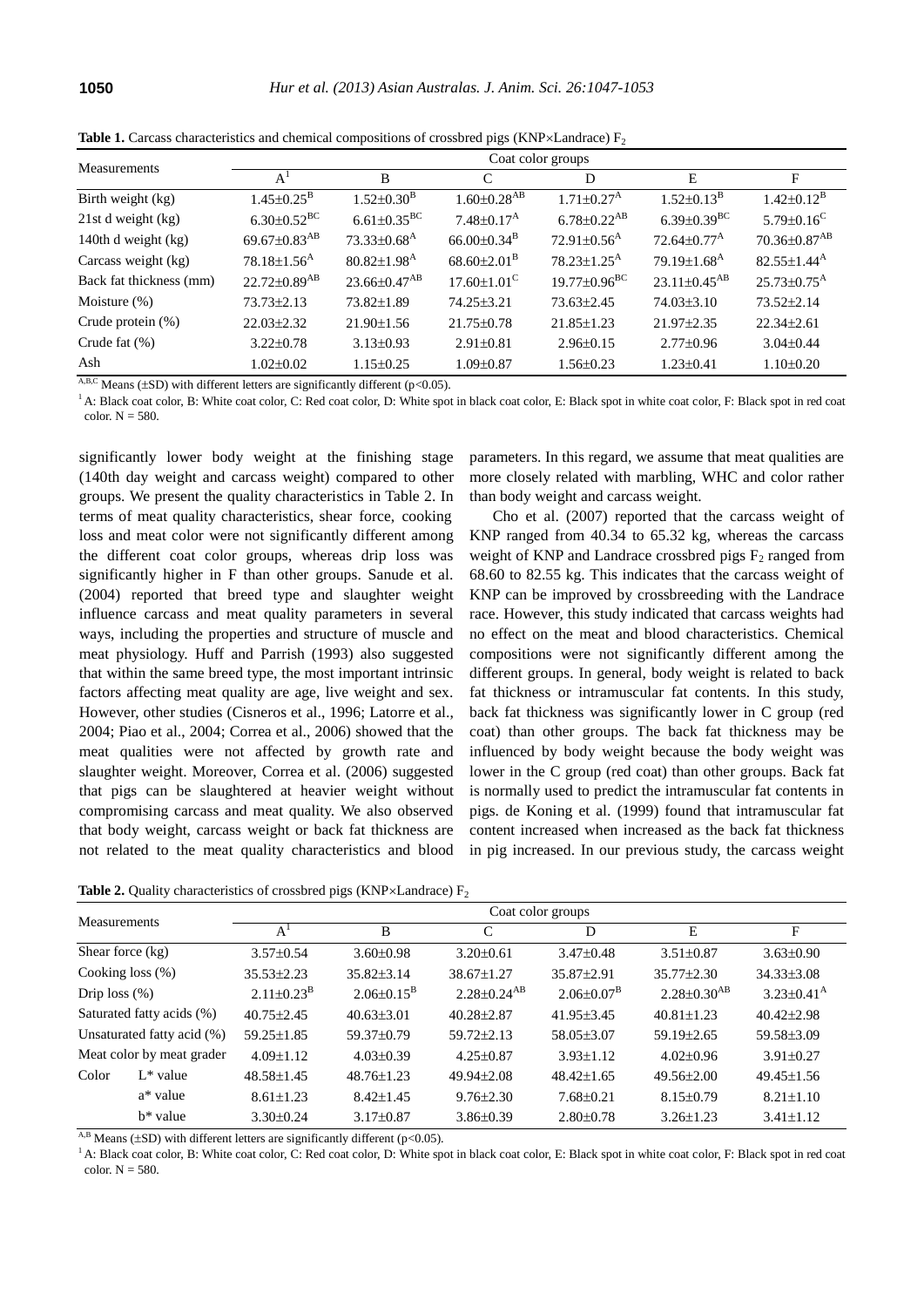**Table 1.** Carcass characteristics and chemical compositions of crossbred pigs (KNP×Landrace) $F_2$

| Measurements | Coat color groups | | | | | |
|---|---|---|---|---|---|---|
| | A[1] | B | C | D | E | F |
| Birth weight (kg) | $1.45\pm0.25^{B}$ | $1.52\pm0.30^{B}$ | $1.60\pm0.28^{AB}$ | $1.71\pm0.27^{A}$ | $1.52\pm0.13^{B}$ | $1.42\pm0.12^{B}$ |
| 21st d weight (kg) | $6.30\pm0.52^{BC}$ | $6.61\pm0.35^{BC}$ | $7.48\pm0.17^{A}$ | $6.78\pm0.22^{AB}$ | $6.39\pm0.39^{BC}$ | $5.79\pm0.16^{C}$ |
| 140th d weight (kg) | $69.67\pm0.83^{AB}$ | $73.33\pm0.68^{A}$ | $66.00\pm0.34^{B}$ | $72.91\pm0.56^{A}$ | $72.64\pm0.77^{A}$ | $70.36\pm0.87^{AB}$ |
| Carcass weight (kg) | $78.18\pm1.56^{A}$ | $80.82\pm1.98^{A}$ | $68.60\pm2.01^{B}$ | $78.23\pm1.25^{A}$ | $79.19\pm1.68^{A}$ | $82.55\pm1.44^{A}$ |
| Back fat thickness (mm) | $22.72\pm0.89^{AB}$ | $23.66\pm0.47^{AB}$ | $17.60\pm1.01^{C}$ | $19.77\pm0.96^{BC}$ | $23.11\pm0.45^{AB}$ | $25.73\pm0.75^{A}$ |
| Moisture (%) | 73.73±2.13 | 73.82±1.89 | 74.25±3.21 | 73.63±2.45 | 74.03±3.10 | 73.52±2.14 |
| Crude protein (%) | 22.03±2.32 | 21.90±1.56 | 21.75±0.78 | 21.85±1.23 | 21.97±2.35 | 22.34±2.61 |
| Crude fat (%) | 3.22±0.78 | 3.13±0.93 | 2.91±0.81 | 2.96±0.15 | 2.77±0.96 | 3.04±0.44 |
| Ash | 1.02±0.02 | 1.15±0.25 | 1.09±0.87 | 1.56±0.23 | 1.23±0.41 | 1.10±0.20 |

A,B,C Means (±SD) with different letters are significantly different ($p<0.05$).

[1] A: Black coat color, B: White coat color, C: Red coat color, D: White spot in black coat color, E: Black spot in white coat color, F: Black spot in red coat color. N = 580.

significantly lower body weight at the finishing stage (140th day weight and carcass weight) compared to other groups. We present the quality characteristics in Table 2. In terms of meat quality characteristics, shear force, cooking loss and meat color were not significantly different among the different coat color groups, whereas drip loss was significantly higher in F than other groups. Sanude et al. (2004) reported that breed type and slaughter weight influence carcass and meat quality parameters in several ways, including the properties and structure of muscle and meat physiology. Huff and Parrish (1993) also suggested that within the same breed type, the most important intrinsic factors affecting meat quality are age, live weight and sex. However, other studies (Cisneros et al., 1996; Latorre et al., 2004; Piao et al., 2004; Correa et al., 2006) showed that the meat qualities were not affected by growth rate and slaughter weight. Moreover, Correa et al. (2006) suggested that pigs can be slaughtered at heavier weight without compromising carcass and meat quality. We also observed that body weight, carcass weight or back fat thickness are not related to the meat quality characteristics and blood parameters. In this regard, we assume that meat qualities are more closely related with marbling, WHC and color rather than body weight and carcass weight.

Cho et al. (2007) reported that the carcass weight of KNP ranged from 40.34 to 65.32 kg, whereas the carcass weight of KNP and Landrace crossbred pigs $F_2$ ranged from 68.60 to 82.55 kg. This indicates that the carcass weight of KNP can be improved by crossbreeding with the Landrace race. However, this study indicated that carcass weights had no effect on the meat and blood characteristics. Chemical compositions were not significantly different among the different groups. In general, body weight is related to back fat thickness or intramuscular fat contents. In this study, back fat thickness was significantly lower in C group (red coat) than other groups. The back fat thickness may be influenced by body weight because the body weight was lower in the C group (red coat) than other groups. Back fat is normally used to predict the intramuscular fat contents in pigs. de Koning et al. (1999) found that intramuscular fat content increased when increased as the back fat thickness in pig increased. In our previous study, the carcass weight

**Table 2.** Quality characteristics of crossbred pigs (KNP×Landrace) $F_2$

| Measurements | | Coat color groups | | | | | |
|---|---|---|---|---|---|---|---|
| | | A[1] | B | C | D | E | F |
| Shear force (kg) | | 3.57±0.54 | 3.60±0.98 | 3.20±0.61 | 3.47±0.48 | 3.51±0.87 | 3.63±0.90 |
| Cooking loss (%) | | 35.53±2.23 | 35.82±3.14 | 38.67±1.27 | 35.87±2.91 | 35.77±2.30 | 34.33±3.08 |
| Drip loss (%) | | $2.11\pm0.23^{B}$ | $2.06\pm0.15^{B}$ | $2.28\pm0.24^{AB}$ | $2.06\pm0.07^{B}$ | $2.28\pm0.30^{AB}$ | $3.23\pm0.41^{A}$ |
| Saturated fatty acids (%) | | 40.75±2.45 | 40.63±3.01 | 40.28±2.87 | 41.95±3.45 | 40.81±1.23 | 40.42±2.98 |
| Unsaturated fatty acid (%) | | 59.25±1.85 | 59.37±0.79 | 59.72±2.13 | 58.05±3.07 | 59.19±2.65 | 59.58±3.09 |
| Meat color by meat grader | | 4.09±1.12 | 4.03±0.39 | 4.25±0.87 | 3.93±1.12 | 4.02±0.96 | 3.91±0.27 |
| Color | L* value | 48.58±1.45 | 48.76±1.23 | 49.94±2.08 | 48.42±1.65 | 49.56±2.00 | 49.45±1.56 |
| | a* value | 8.61±1.23 | 8.42±1.45 | 9.76±2.30 | 7.68±0.21 | 8.15±0.79 | 8.21±1.10 |
| | b* value | 3.30±0.24 | 3.17±0.87 | 3.86±0.39 | 2.80±0.78 | 3.26±1.23 | 3.41±1.12 |

A,B Means (±SD) with different letters are significantly different ($p<0.05$).

[1] A: Black coat color, B: White coat color, C: Red coat color, D: White spot in black coat color, E: Black spot in white coat color, F: Black spot in red coat color. N = 580.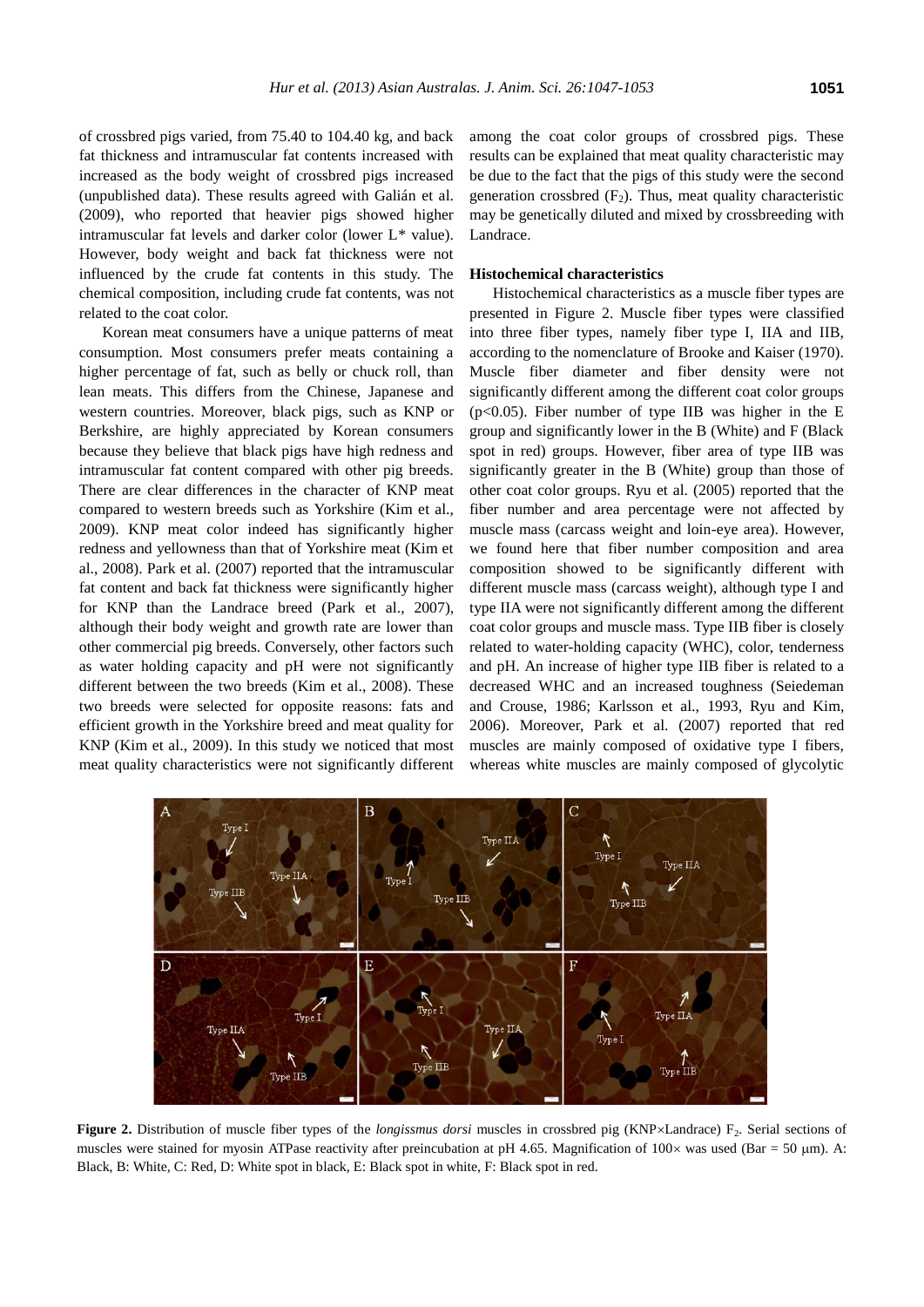of crossbred pigs varied, from 75.40 to 104.40 kg, and back fat thickness and intramuscular fat contents increased with increased as the body weight of crossbred pigs increased (unpublished data). These results agreed with Galián et al. (2009), who reported that heavier pigs showed higher intramuscular fat levels and darker color (lower L* value). However, body weight and back fat thickness were not influenced by the crude fat contents in this study. The chemical composition, including crude fat contents, was not related to the coat color.

Korean meat consumers have a unique patterns of meat consumption. Most consumers prefer meats containing a higher percentage of fat, such as belly or chuck roll, than lean meats. This differs from the Chinese, Japanese and western countries. Moreover, black pigs, such as KNP or Berkshire, are highly appreciated by Korean consumers because they believe that black pigs have high redness and intramuscular fat content compared with other pig breeds. There are clear differences in the character of KNP meat compared to western breeds such as Yorkshire (Kim et al., 2009). KNP meat color indeed has significantly higher redness and yellowness than that of Yorkshire meat (Kim et al., 2008). Park et al. (2007) reported that the intramuscular fat content and back fat thickness were significantly higher for KNP than the Landrace breed (Park et al., 2007), although their body weight and growth rate are lower than other commercial pig breeds. Conversely, other factors such as water holding capacity and pH were not significantly different between the two breeds (Kim et al., 2008). These two breeds were selected for opposite reasons: fats and efficient growth in the Yorkshire breed and meat quality for KNP (Kim et al., 2009). In this study we noticed that most meat quality characteristics were not significantly different among the coat color groups of crossbred pigs. These results can be explained that meat quality characteristic may be due to the fact that the pigs of this study were the second generation crossbred ($F_2$). Thus, meat quality characteristic may be genetically diluted and mixed by crossbreeding with Landrace.

### Histochemical characteristics

Histochemical characteristics as a muscle fiber types are presented in Figure 2. Muscle fiber types were classified into three fiber types, namely fiber type I, IIA and IIB, according to the nomenclature of Brooke and Kaiser (1970). Muscle fiber diameter and fiber density were not significantly different among the different coat color groups ($p<0.05$). Fiber number of type IIB was higher in the E group and significantly lower in the B (White) and F (Black spot in red) groups. However, fiber area of type IIB was significantly greater in the B (White) group than those of other coat color groups. Ryu et al. (2005) reported that the fiber number and area percentage were not affected by muscle mass (carcass weight and loin-eye area). However, we found here that fiber number composition and area composition showed to be significantly different with different muscle mass (carcass weight), although type I and type IIA were not significantly different among the different coat color groups and muscle mass. Type IIB fiber is closely related to water-holding capacity (WHC), color, tenderness and pH. An increase of higher type IIB fiber is related to a decreased WHC and an increased toughness (Seiedeman and Crouse, 1986; Karlsson et al., 1993, Ryu and Kim, 2006). Moreover, Park et al. (2007) reported that red muscles are mainly composed of oxidative type I fibers, whereas white muscles are mainly composed of glycolytic

**Figure 2.** Distribution of muscle fiber types of the *longissmus dorsi* muscles in crossbred pig (KNP×Landrace) $F_2$. Serial sections of muscles were stained for myosin ATPase reactivity after preincubation at pH 4.65. Magnification of 100× was used (Bar = 50 μm). A: Black, B: White, C: Red, D: White spot in black, E: Black spot in white, F: Black spot in red.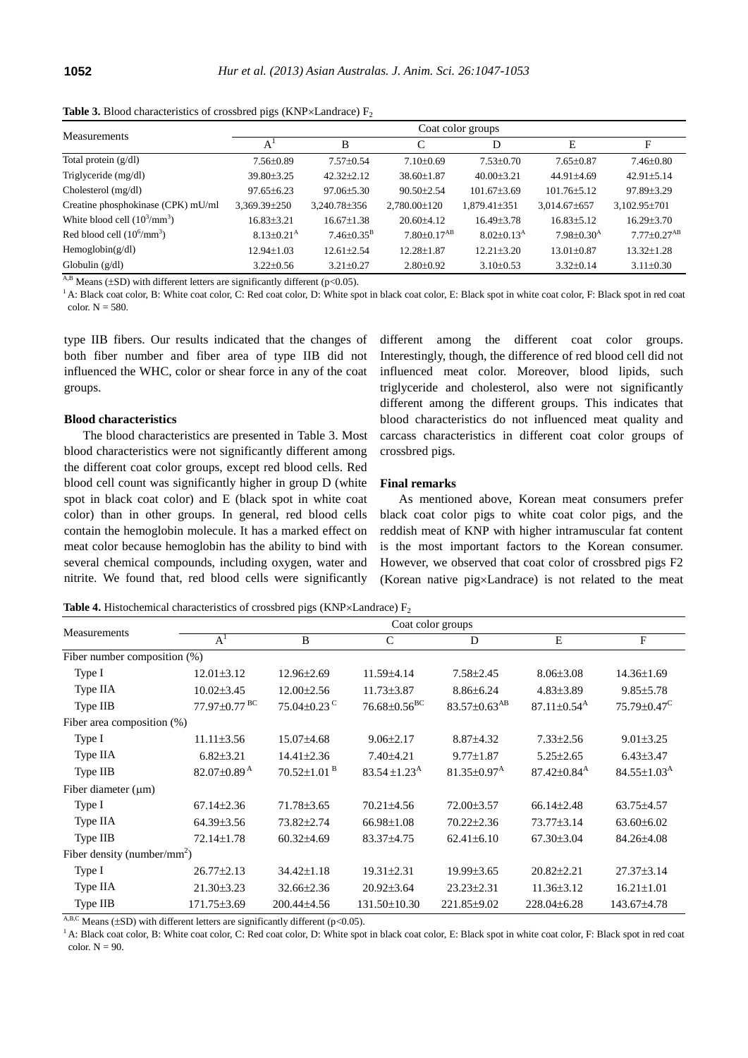**Table 3.** Blood characteristics of crossbred pigs (KNP×Landrace) $F_2$

| Measurements | Coat color groups | | | | | |
|---|---|---|---|---|---|---|
| | A[1] | B | C | D | E | F |
| Total protein (g/dl) | 7.56±0.89 | 7.57±0.54 | 7.10±0.69 | 7.53±0.70 | 7.65±0.87 | 7.46±0.80 |
| Triglyceride (mg/dl) | 39.80±3.25 | 42.32±2.12 | 38.60±1.87 | 40.00±3.21 | 44.91±4.69 | 42.91±5.14 |
| Cholesterol (mg/dl) | 97.65±6.23 | 97.06±5.30 | 90.50±2.54 | 101.67±3.69 | 101.76±5.12 | 97.89±3.29 |
| Creatine phosphokinase (CPK) mU/ml | 3,369.39±250 | 3,240.78±356 | 2,780.00±120 | 1,879.41±351 | 3,014.67±657 | 3,102.95±701 |
| White blood cell ($10^3$/mm$^3$) | 16.83±3.21 | 16.67±1.38 | 20.60±4.12 | 16.49±3.78 | 16.83±5.12 | 16.29±3.70 |
| Red blood cell ($10^6$/mm$^3$) | 8.13±0.21$^{A}$ | 7.46±0.35$^{B}$ | 7.80±0.17$^{AB}$ | 8.02±0.13$^{A}$ | 7.98±0.30$^{A}$ | 7.77±0.27$^{AB}$ |
| Hemoglobin(g/dl) | 12.94±1.03 | 12.61±2.54 | 12.28±1.87 | 12.21±3.20 | 13.01±0.87 | 13.32±1.28 |
| Globulin (g/dl) | 3.22±0.56 | 3.21±0.27 | 2.80±0.92 | 3.10±0.53 | 3.32±0.14 | 3.11±0.30 |

$^{A,B}$ Means (±SD) with different letters are significantly different ($p<0.05$).

[1] A: Black coat color, B: White coat color, C: Red coat color, D: White spot in black coat color, E: Black spot in white coat color, F: Black spot in red coat color. N = 580.

type IIB fibers. Our results indicated that the changes of both fiber number and fiber area of type IIB did not influenced the WHC, color or shear force in any of the coat groups.

### Blood characteristics

The blood characteristics are presented in Table 3. Most blood characteristics were not significantly different among the different coat color groups, except red blood cells. Red blood cell count was significantly higher in group D (white spot in black coat color) and E (black spot in white coat color) than in other groups. In general, red blood cells contain the hemoglobin molecule. It has a marked effect on meat color because hemoglobin has the ability to bind with several chemical compounds, including oxygen, water and nitrite. We found that, red blood cells were significantly different among the different coat color groups. Interestingly, though, the difference of red blood cell did not influenced meat color. Moreover, blood lipids, such triglyceride and cholesterol, also were not significantly different among the different groups. This indicates that blood characteristics do not influenced meat quality and carcass characteristics in different coat color groups of crossbred pigs.

### Final remarks

As mentioned above, Korean meat consumers prefer black coat color pigs to white coat color pigs, and the reddish meat of KNP with higher intramuscular fat content is the most important factors to the Korean consumer. However, we observed that coat color of crossbred pigs F2 (Korean native pig×Landrace) is not related to the meat

**Table 4.** Histochemical characteristics of crossbred pigs (KNP×Landrace) $F_2$

| Measurements | Coat color groups | | | | | |
|---|---|---|---|---|---|---|
| | A[1] | B | C | D | E | F |
| Fiber number composition (%) | | | | | | |
| Type I | 12.01±3.12 | 12.96±2.69 | 11.59±4.14 | 7.58±2.45 | 8.06±3.08 | 14.36±1.69 |
| Type IIA | 10.02±3.45 | 12.00±2.56 | 11.73±3.87 | 8.86±6.24 | 4.83±3.89 | 9.85±5.78 |
| Type IIB | 77.97±0.77$^{BC}$ | 75.04±0.23$^{C}$ | 76.68±0.56$^{BC}$ | 83.57±0.63$^{AB}$ | 87.11±0.54$^{A}$ | 75.79±0.47$^{C}$ |
| Fiber area composition (%) | | | | | | |
| Type I | 11.11±3.56 | 15.07±4.68 | 9.06±2.17 | 8.87±4.32 | 7.33±2.56 | 9.01±3.25 |
| Type IIA | 6.82±3.21 | 14.41±2.36 | 7.40±4.21 | 9.77±1.87 | 5.25±2.65 | 6.43±3.47 |
| Type IIB | 82.07±0.89$^{A}$ | 70.52±1.01$^{B}$ | 83.54±1.23$^{A}$ | 81.35±0.97$^{A}$ | 87.42±0.84$^{A}$ | 84.55±1.03$^{A}$ |
| Fiber diameter (μm) | | | | | | |
| Type I | 67.14±2.36 | 71.78±3.65 | 70.21±4.56 | 72.00±3.57 | 66.14±2.48 | 63.75±4.57 |
| Type IIA | 64.39±3.56 | 73.82±2.74 | 66.98±1.08 | 70.22±2.36 | 73.77±3.14 | 63.60±6.02 |
| Type IIB | 72.14±1.78 | 60.32±4.69 | 83.37±4.75 | 62.41±6.10 | 67.30±3.04 | 84.26±4.08 |
| Fiber density (number/mm$^2$) | | | | | | |
| Type I | 26.77±2.13 | 34.42±1.18 | 19.31±2.31 | 19.99±3.65 | 20.82±2.21 | 27.37±3.14 |
| Type IIA | 21.30±3.23 | 32.66±2.36 | 20.92±3.64 | 23.23±2.31 | 11.36±3.12 | 16.21±1.01 |
| Type IIB | 171.75±3.69 | 200.44±4.56 | 131.50±10.30 | 221.85±9.02 | 228.04±6.28 | 143.67±4.78 |

$^{A,B,C}$ Means (±SD) with different letters are significantly different ($p<0.05$).

[1] A: Black coat color, B: White coat color, C: Red coat color, D: White spot in black coat color, E: Black spot in white coat color, F: Black spot in red coat color. N = 90.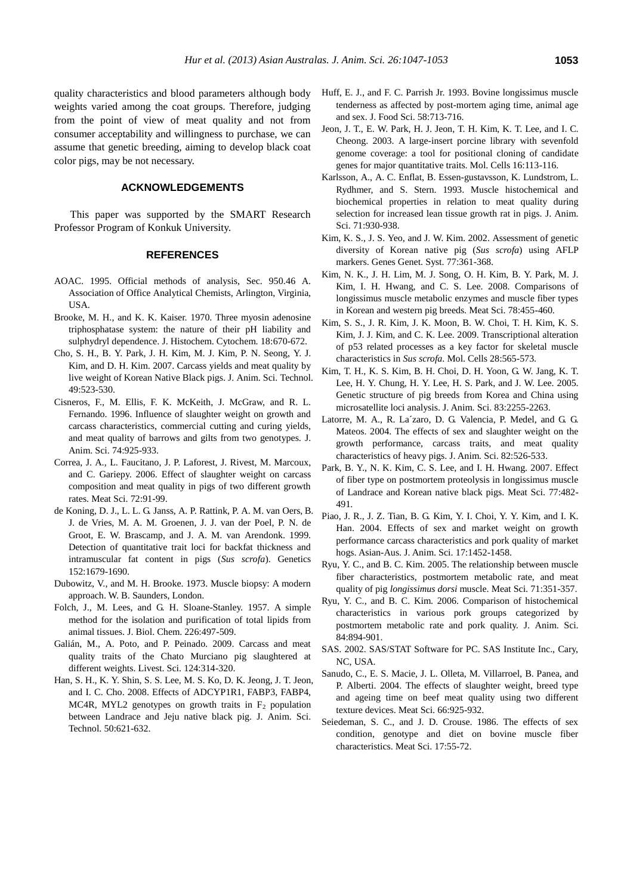quality characteristics and blood parameters although body weights varied among the coat groups. Therefore, judging from the point of view of meat quality and not from consumer acceptability and willingness to purchase, we can assume that genetic breeding, aiming to develop black coat color pigs, may be not necessary.

## ACKNOWLEDGEMENTS

This paper was supported by the SMART Research Professor Program of Konkuk University.

## REFERENCES

AOAC. 1995. Official methods of analysis, Sec. 950.46 A. Association of Office Analytical Chemists, Arlington, Virginia, USA.

Brooke, M. H., and K. K. Kaiser. 1970. Three myosin adenosine triphosphatase system: the nature of their pH liability and sulphydryl dependence. J. Histochem. Cytochem. 18:670-672.

Cho, S. H., B. Y. Park, J. H. Kim, M. J. Kim, P. N. Seong, Y. J. Kim, and D. H. Kim. 2007. Carcass yields and meat quality by live weight of Korean Native Black pigs. J. Anim. Sci. Technol. 49:523-530.

Cisneros, F., M. Ellis, F. K. McKeith, J. McGraw, and R. L. Fernando. 1996. Influence of slaughter weight on growth and carcass characteristics, commercial cutting and curing yields, and meat quality of barrows and gilts from two genotypes. J. Anim. Sci. 74:925-933.

Correa, J. A., L. Faucitano, J. P. Laforest, J. Rivest, M. Marcoux, and C. Gariepy. 2006. Effect of slaughter weight on carcass composition and meat quality in pigs of two different growth rates. Meat Sci. 72:91-99.

de Koning, D. J., L. L. G. Janss, A. P. Rattink, P. A. M. van Oers, B. J. de Vries, M. A. M. Groenen, J. J. van der Poel, P. N. de Groot, E. W. Brascamp, and J. A. M. van Arendonk. 1999. Detection of quantitative trait loci for backfat thickness and intramuscular fat content in pigs (*Sus scrofa*). Genetics 152:1679-1690.

Dubowitz, V., and M. H. Brooke. 1973. Muscle biopsy: A modern approach. W. B. Saunders, London.

Folch, J., M. Lees, and G. H. Sloane-Stanley. 1957. A simple method for the isolation and purification of total lipids from animal tissues. J. Biol. Chem. 226:497-509.

Galián, M., A. Poto, and P. Peinado. 2009. Carcass and meat quality traits of the Chato Murciano pig slaughtered at different weights. Livest. Sci. 124:314-320.

Han, S. H., K. Y. Shin, S. S. Lee, M. S. Ko, D. K. Jeong, J. T. Jeon, and I. C. Cho. 2008. Effects of ADCYP1R1, FABP3, FABP4, MC4R, MYL2 genotypes on growth traits in $F_2$ population between Landrace and Jeju native black pig. J. Anim. Sci. Technol. 50:621-632.

Huff, E. J., and F. C. Parrish Jr. 1993. Bovine longissimus muscle tenderness as affected by post-mortem aging time, animal age and sex. J. Food Sci. 58:713-716.

Jeon, J. T., E. W. Park, H. J. Jeon, T. H. Kim, K. T. Lee, and I. C. Cheong. 2003. A large-insert porcine library with sevenfold genome coverage: a tool for positional cloning of candidate genes for major quantitative traits. Mol. Cells 16:113-116.

Karlsson, A., A. C. Enflat, B. Essen-gustavsson, K. Lundstrom, L. Rydhmer, and S. Stern. 1993. Muscle histochemical and biochemical properties in relation to meat quality during selection for increased lean tissue growth rat in pigs. J. Anim. Sci. 71:930-938.

Kim, K. S., J. S. Yeo, and J. W. Kim. 2002. Assessment of genetic diversity of Korean native pig (*Sus scrofa*) using AFLP markers. Genes Genet. Syst. 77:361-368.

Kim, N. K., J. H. Lim, M. J. Song, O. H. Kim, B. Y. Park, M. J. Kim, I. H. Hwang, and C. S. Lee. 2008. Comparisons of longissimus muscle metabolic enzymes and muscle fiber types in Korean and western pig breeds. Meat Sci. 78:455-460.

Kim, S. S., J. R. Kim, J. K. Moon, B. W. Choi, T. H. Kim, K. S. Kim, J. J. Kim, and C. K. Lee. 2009. Transcriptional alteration of p53 related processes as a key factor for skeletal muscle characteristics in *Sus scrofa*. Mol. Cells 28:565-573.

Kim, T. H., K. S. Kim, B. H. Choi, D. H. Yoon, G. W. Jang, K. T. Lee, H. Y. Chung, H. Y. Lee, H. S. Park, and J. W. Lee. 2005. Genetic structure of pig breeds from Korea and China using microsatellite loci analysis. J. Anim. Sci. 83:2255-2263.

Latorre, M. A., R. La´zaro, D. G. Valencia, P. Medel, and G. G. Mateos. 2004. The effects of sex and slaughter weight on the growth performance, carcass traits, and meat quality characteristics of heavy pigs. J. Anim. Sci. 82:526-533.

Park, B. Y., N. K. Kim, C. S. Lee, and I. H. Hwang. 2007. Effect of fiber type on postmortem proteolysis in longissimus muscle of Landrace and Korean native black pigs. Meat Sci. 77:482-491.

Piao, J. R., J. Z. Tian, B. G. Kim, Y. I. Choi, Y. Y. Kim, and I. K. Han. 2004. Effects of sex and market weight on growth performance carcass characteristics and pork quality of market hogs. Asian-Aus. J. Anim. Sci. 17:1452-1458.

Ryu, Y. C., and B. C. Kim. 2005. The relationship between muscle fiber characteristics, postmortem metabolic rate, and meat quality of pig *longissimus dorsi* muscle. Meat Sci. 71:351-357.

Ryu, Y. C., and B. C. Kim. 2006. Comparison of histochemical characteristics in various pork groups categorized by postmortem metabolic rate and pork quality. J. Anim. Sci. 84:894-901.

SAS. 2002. SAS/STAT Software for PC. SAS Institute Inc., Cary, NC, USA.

Sanudo, C., E. S. Macie, J. L. Olleta, M. Villarroel, B. Panea, and P. Alberti. 2004. The effects of slaughter weight, breed type and ageing time on beef meat quality using two different texture devices. Meat Sci. 66:925-932.

Seiedeman, S. C., and J. D. Crouse. 1986. The effects of sex condition, genotype and diet on bovine muscle fiber characteristics. Meat Sci. 17:55-72.